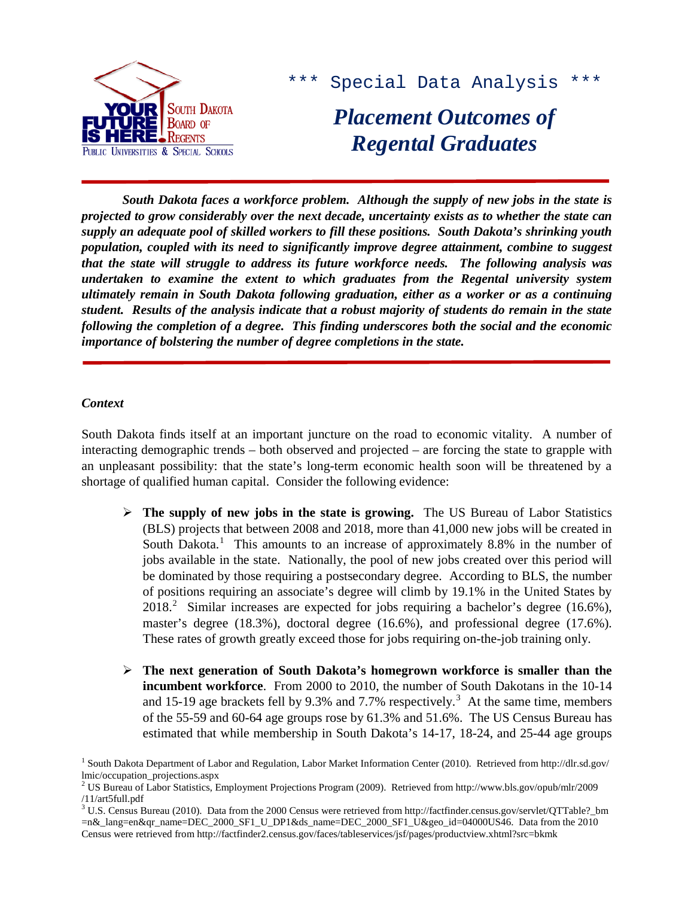*** Special Data Analysis ***

# *Placement Outcomes of Regental Graduates*

***South Dakota faces a workforce problem. Although the supply of new jobs in the state is projected to grow considerably over the next decade, uncertainty exists as to whether the state can supply an adequate pool of skilled workers to fill these positions. South Dakota's shrinking youth population, coupled with its need to significantly improve degree attainment, combine to suggest that the state will struggle to address its future workforce needs. The following analysis was undertaken to examine the extent to which graduates from the Regental university system ultimately remain in South Dakota following graduation, either as a worker or as a continuing student. Results of the analysis indicate that a robust majority of students do remain in the state following the completion of a degree. This finding underscores both the social and the economic importance of bolstering the number of degree completions in the state.***

### *Context*

South Dakota finds itself at an important juncture on the road to economic vitality. A number of interacting demographic trends – both observed and projected – are forcing the state to grapple with an unpleasant possibility: that the state's long-term economic health soon will be threatened by a shortage of qualified human capital. Consider the following evidence:

- **The supply of new jobs in the state is growing.** The US Bureau of Labor Statistics (BLS) projects that between 2008 and 2018, more than 41,000 new jobs will be created in South Dakota.[1] This amounts to an increase of approximately 8.8% in the number of jobs available in the state. Nationally, the pool of new jobs created over this period will be dominated by those requiring a postsecondary degree. According to BLS, the number of positions requiring an associate's degree will climb by 19.1% in the United States by 2018.[2] Similar increases are expected for jobs requiring a bachelor's degree (16.6%), master's degree (18.3%), doctoral degree (16.6%), and professional degree (17.6%). These rates of growth greatly exceed those for jobs requiring on-the-job training only.

- **The next generation of South Dakota's homegrown workforce is smaller than the incumbent workforce**. From 2000 to 2010, the number of South Dakotans in the 10-14 and 15-19 age brackets fell by 9.3% and 7.7% respectively.[3] At the same time, members of the 55-59 and 60-64 age groups rose by 61.3% and 51.6%. The US Census Bureau has estimated that while membership in South Dakota's 14-17, 18-24, and 25-44 age groups

---

[1] South Dakota Department of Labor and Regulation, Labor Market Information Center (2010). Retrieved from http://dlr.sd.gov/lmic/occupation_projections.aspx

[2] US Bureau of Labor Statistics, Employment Projections Program (2009). Retrieved from http://www.bls.gov/opub/mlr/2009/11/art5full.pdf

[3] U.S. Census Bureau (2010). Data from the 2000 Census were retrieved from http://factfinder.census.gov/servlet/QTTable?_bm=n&_lang=en&qr_name=DEC_2000_SF1_U_DP1&ds_name=DEC_2000_SF1_U&geo_id=04000US46. Data from the 2010 Census were retrieved from http://factfinder2.census.gov/faces/tableservices/jsf/pages/productview.xhtml?src=bkmk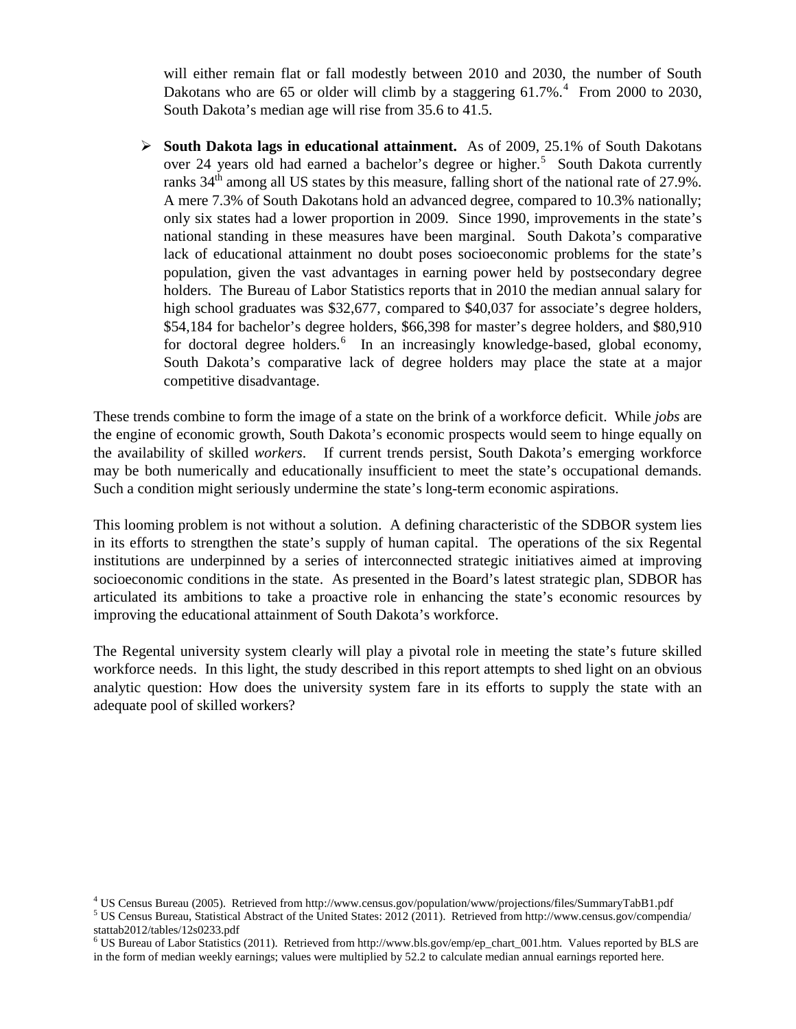will either remain flat or fall modestly between 2010 and 2030, the number of South Dakotans who are 65 or older will climb by a staggering 61.7%.[4] From 2000 to 2030, South Dakota's median age will rise from 35.6 to 41.5.

- **South Dakota lags in educational attainment.** As of 2009, 25.1% of South Dakotans over 24 years old had earned a bachelor's degree or higher.[5] South Dakota currently ranks 34th among all US states by this measure, falling short of the national rate of 27.9%. A mere 7.3% of South Dakotans hold an advanced degree, compared to 10.3% nationally; only six states had a lower proportion in 2009. Since 1990, improvements in the state's national standing in these measures have been marginal. South Dakota's comparative lack of educational attainment no doubt poses socioeconomic problems for the state's population, given the vast advantages in earning power held by postsecondary degree holders. The Bureau of Labor Statistics reports that in 2010 the median annual salary for high school graduates was $32,677, compared to $40,037 for associate's degree holders, $54,184 for bachelor's degree holders, $66,398 for master's degree holders, and $80,910 for doctoral degree holders.[6] In an increasingly knowledge-based, global economy, South Dakota's comparative lack of degree holders may place the state at a major competitive disadvantage.

These trends combine to form the image of a state on the brink of a workforce deficit. While *jobs* are the engine of economic growth, South Dakota's economic prospects would seem to hinge equally on the availability of skilled *workers*. If current trends persist, South Dakota's emerging workforce may be both numerically and educationally insufficient to meet the state's occupational demands. Such a condition might seriously undermine the state's long-term economic aspirations.

This looming problem is not without a solution. A defining characteristic of the SDBOR system lies in its efforts to strengthen the state's supply of human capital. The operations of the six Regental institutions are underpinned by a series of interconnected strategic initiatives aimed at improving socioeconomic conditions in the state. As presented in the Board's latest strategic plan, SDBOR has articulated its ambitions to take a proactive role in enhancing the state's economic resources by improving the educational attainment of South Dakota's workforce.

The Regental university system clearly will play a pivotal role in meeting the state's future skilled workforce needs. In this light, the study described in this report attempts to shed light on an obvious analytic question: How does the university system fare in its efforts to supply the state with an adequate pool of skilled workers?

---

[4] US Census Bureau (2005). Retrieved from http://www.census.gov/population/www/projections/files/SummaryTabB1.pdf

[5] US Census Bureau, Statistical Abstract of the United States: 2012 (2011). Retrieved from http://www.census.gov/compendia/statab2012/tables/12s0233.pdf

[6] US Bureau of Labor Statistics (2011). Retrieved from http://www.bls.gov/emp/ep_chart_001.htm. Values reported by BLS are in the form of median weekly earnings; values were multiplied by 52.2 to calculate median annual earnings reported here.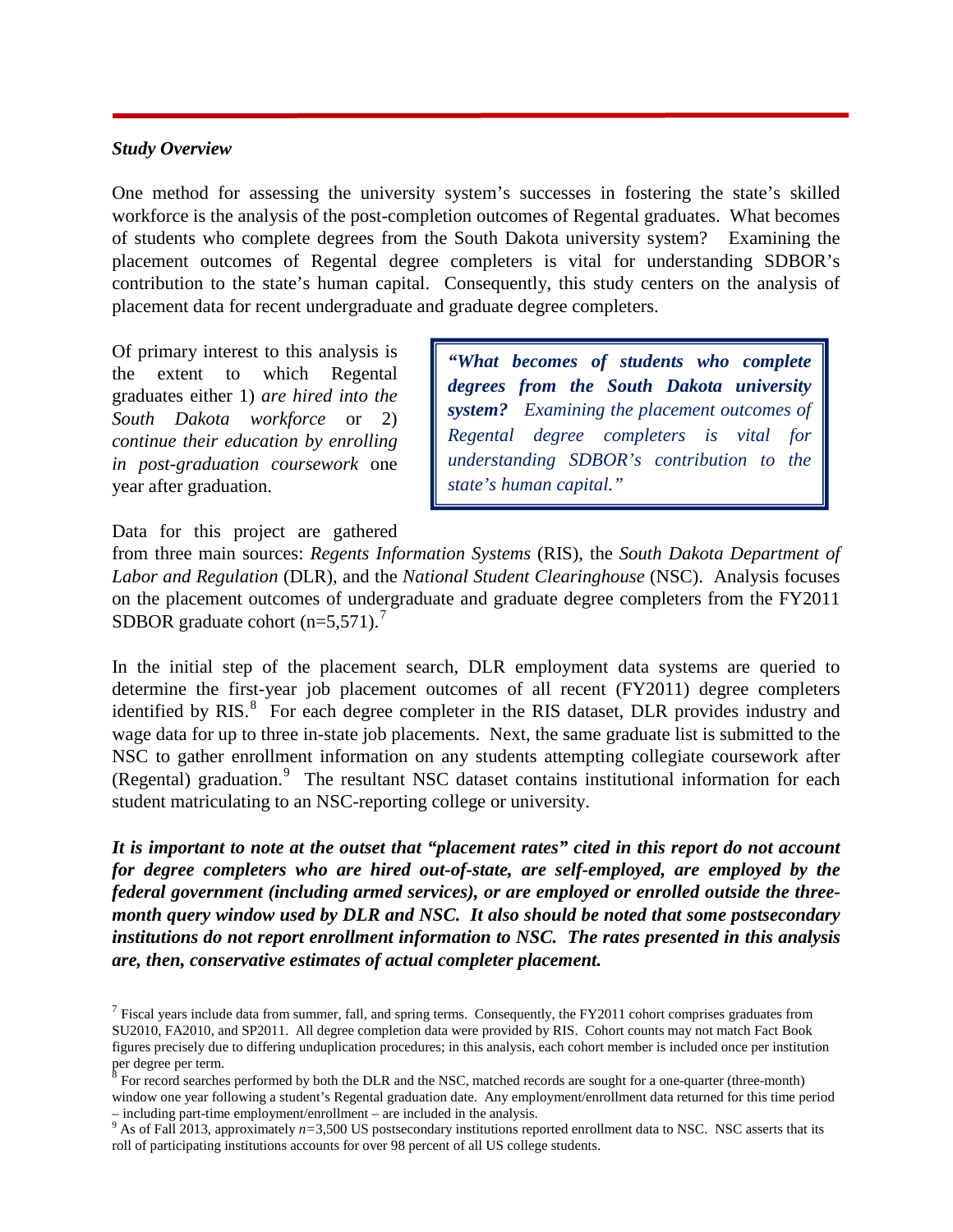***Study Overview***

One method for assessing the university system's successes in fostering the state's skilled workforce is the analysis of the post-completion outcomes of Regental graduates. What becomes of students who complete degrees from the South Dakota university system? Examining the placement outcomes of Regental degree completers is vital for understanding SDBOR's contribution to the state's human capital. Consequently, this study centers on the analysis of placement data for recent undergraduate and graduate degree completers.

> ***"What becomes of students who complete degrees from the South Dakota university system?*** *Examining the placement outcomes of Regental degree completers is vital for understanding SDBOR's contribution to the state's human capital."*

Of primary interest to this analysis is the extent to which Regental graduates either 1) *are hired into the South Dakota workforce* or 2) *continue their education by enrolling in post-graduation coursework* one year after graduation.

Data for this project are gathered from three main sources: *Regents Information Systems* (RIS), the *South Dakota Department of Labor and Regulation* (DLR), and the *National Student Clearinghouse* (NSC). Analysis focuses on the placement outcomes of undergraduate and graduate degree completers from the FY2011 SDBOR graduate cohort (n=5,571).[7]

In the initial step of the placement search, DLR employment data systems are queried to determine the first-year job placement outcomes of all recent (FY2011) degree completers identified by RIS.[8] For each degree completer in the RIS dataset, DLR provides industry and wage data for up to three in-state job placements. Next, the same graduate list is submitted to the NSC to gather enrollment information on any students attempting collegiate coursework after (Regental) graduation.[9] The resultant NSC dataset contains institutional information for each student matriculating to an NSC-reporting college or university.

***It is important to note at the outset that "placement rates" cited in this report do not account for degree completers who are hired out-of-state, are self-employed, are employed by the federal government (including armed services), or are employed or enrolled outside the three-month query window used by DLR and NSC. It also should be noted that some postsecondary institutions do not report enrollment information to NSC. The rates presented in this analysis are, then, conservative estimates of actual completer placement.***

[7] Fiscal years include data from summer, fall, and spring terms. Consequently, the FY2011 cohort comprises graduates from SU2010, FA2010, and SP2011. All degree completion data were provided by RIS. Cohort counts may not match Fact Book figures precisely due to differing unduplication procedures; in this analysis, each cohort member is included once per institution per degree per term.

[8] For record searches performed by both the DLR and the NSC, matched records are sought for a one-quarter (three-month) window one year following a student's Regental graduation date. Any employment/enrollment data returned for this time period – including part-time employment/enrollment – are included in the analysis.

[9] As of Fall 2013, approximately *n*=3,500 US postsecondary institutions reported enrollment data to NSC. NSC asserts that its roll of participating institutions accounts for over 98 percent of all US college students.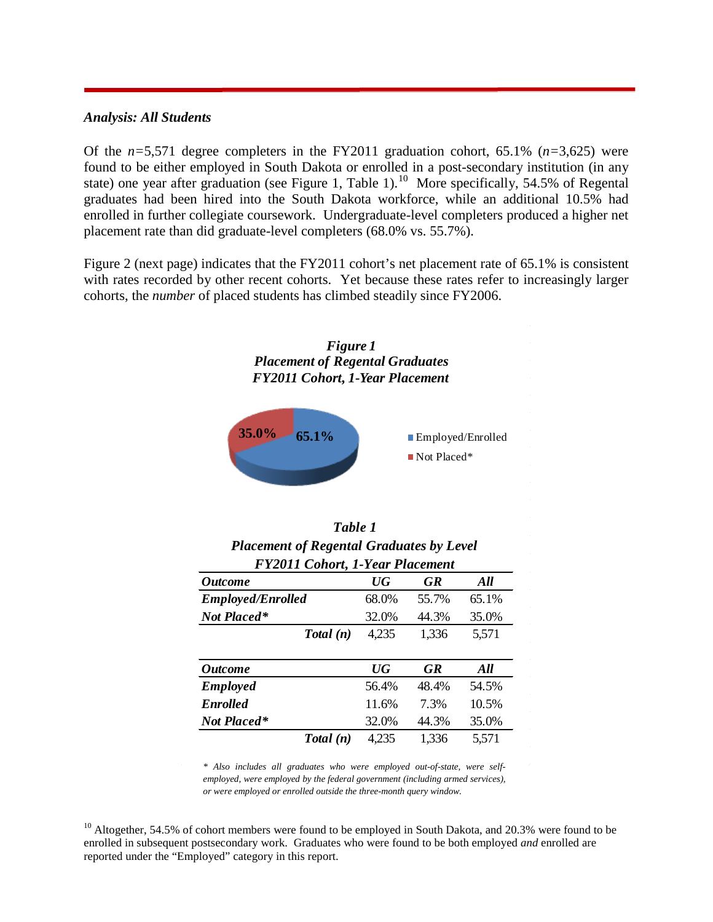### *Analysis: All Students*

Of the $n$=5,571 degree completers in the FY2011 graduation cohort, 65.1% ($n$=3,625) were found to be either employed in South Dakota or enrolled in a post-secondary institution (in any state) one year after graduation (see Figure 1, Table 1).[10] More specifically, 54.5% of Regental graduates had been hired into the South Dakota workforce, while an additional 10.5% had enrolled in further collegiate coursework. Undergraduate-level completers produced a higher net placement rate than did graduate-level completers (68.0% vs. 55.7%).

Figure 2 (next page) indicates that the FY2011 cohort's net placement rate of 65.1% is consistent with rates recorded by other recent cohorts. Yet because these rates refer to increasingly larger cohorts, the *number* of placed students has climbed steadily since FY2006.

***Figure 1***
***Placement of Regental Graduates***
***FY2011 Cohort, 1-Year Placement***

| | |
|---|---|
| Employed/Enrolled | 65.1% |
| Not Placed* | 35.0% |

***Table 1***
***Placement of Regental Graduates by Level***
***FY2011 Cohort, 1-Year Placement***

| *Outcome* | *UG* | *GR* | *All* |
|---|---|---|---|
| ***Employed/Enrolled*** | 68.0% | 55.7% | 65.1% |
| ***Not Placed**** | 32.0% | 44.3% | 35.0% |
| ***Total (n)*** | 4,235 | 1,336 | 5,571 |

| *Outcome* | *UG* | *GR* | *All* |
|---|---|---|---|
| ***Employed*** | 56.4% | 48.4% | 54.5% |
| ***Enrolled*** | 11.6% | 7.3% | 10.5% |
| ***Not Placed**** | 32.0% | 44.3% | 35.0% |
| ***Total (n)*** | 4,235 | 1,336 | 5,571 |

*\* Also includes all graduates who were employed out-of-state, were self-employed, were employed by the federal government (including armed services), or were employed or enrolled outside the three-month query window.*

[10] Altogether, 54.5% of cohort members were found to be employed in South Dakota, and 20.3% were found to be enrolled in subsequent postsecondary work. Graduates who were found to be both employed *and* enrolled are reported under the "Employed" category in this report.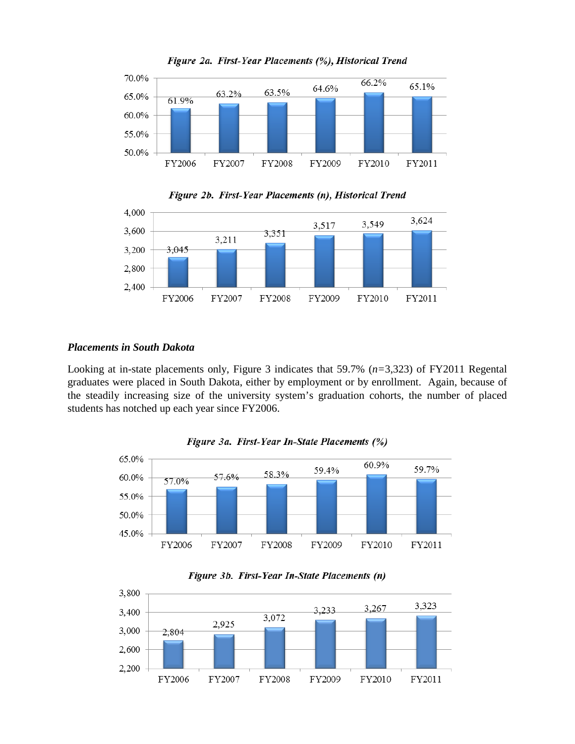*Figure 2a. First-Year Placements (%), Historical Trend*

| FY2006 | FY2007 | FY2008 | FY2009 | FY2010 | FY2011 |
|---|---|---|---|---|---|
| 61.9% | 63.2% | 63.5% | 64.6% | 66.2% | 65.1% |

*Figure 2b. First-Year Placements (n), Historical Trend*

| FY2006 | FY2007 | FY2008 | FY2009 | FY2010 | FY2011 |
|---|---|---|---|---|---|
| 3,045 | 3,211 | 3,351 | 3,517 | 3,549 | 3,624 |

***Placements in South Dakota***

Looking at in-state placements only, Figure 3 indicates that 59.7% ($n$=3,323) of FY2011 Regental graduates were placed in South Dakota, either by employment or by enrollment. Again, because of the steadily increasing size of the university system's graduation cohorts, the number of placed students has notched up each year since FY2006.

*Figure 3a. First-Year In-State Placements (%)*

| FY2006 | FY2007 | FY2008 | FY2009 | FY2010 | FY2011 |
|---|---|---|---|---|---|
| 57.0% | 57.6% | 58.3% | 59.4% | 60.9% | 59.7% |

*Figure 3b. First-Year In-State Placements (n)*

| FY2006 | FY2007 | FY2008 | FY2009 | FY2010 | FY2011 |
|---|---|---|---|---|---|
| 2,804 | 2,925 | 3,072 | 3,233 | 3,267 | 3,323 |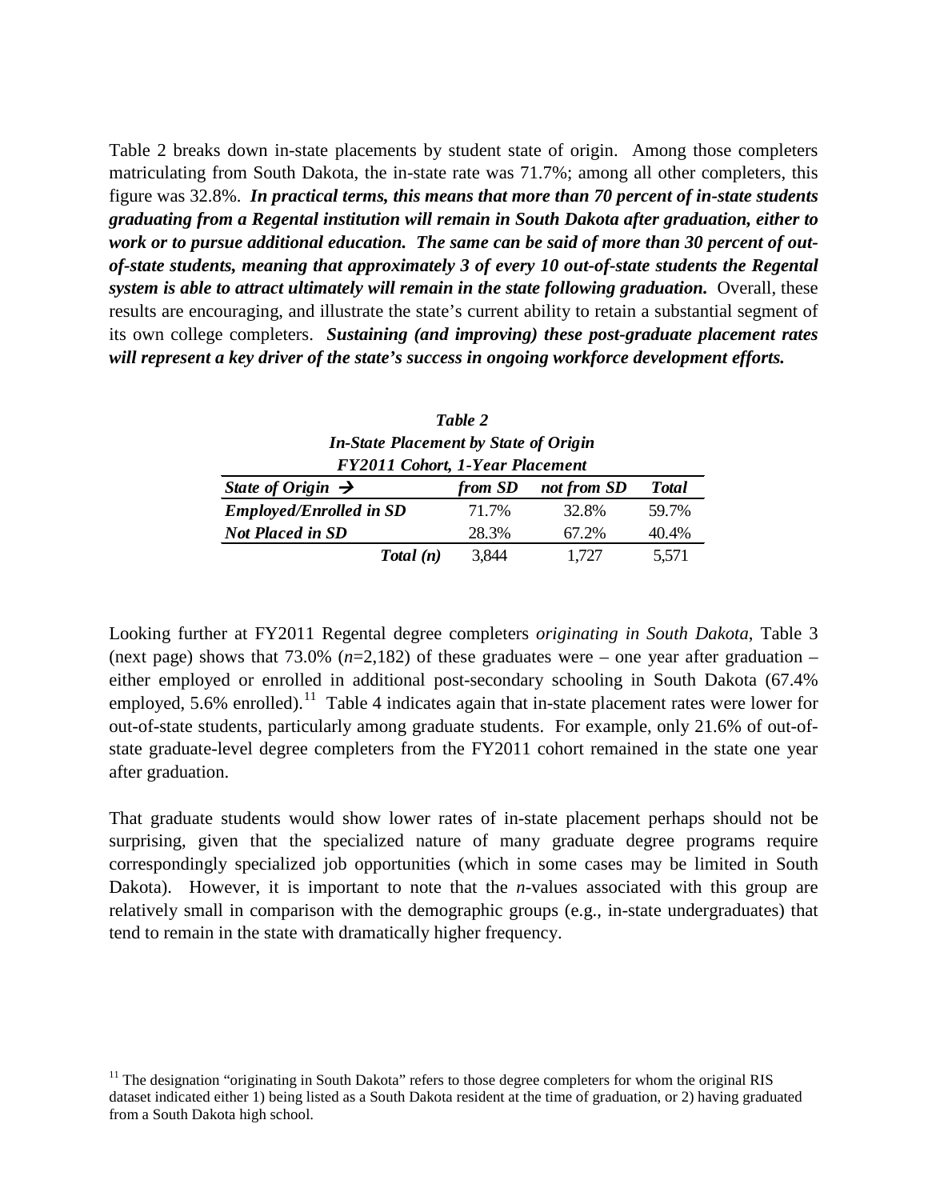Table 2 breaks down in-state placements by student state of origin. Among those completers matriculating from South Dakota, the in-state rate was 71.7%; among all other completers, this figure was 32.8%. ***In practical terms, this means that more than 70 percent of in-state students graduating from a Regental institution will remain in South Dakota after graduation, either to work or to pursue additional education. The same can be said of more than 30 percent of out-of-state students, meaning that approximately 3 of every 10 out-of-state students the Regental system is able to attract ultimately will remain in the state following graduation.*** Overall, these results are encouraging, and illustrate the state's current ability to retain a substantial segment of its own college completers. ***Sustaining (and improving) these post-graduate placement rates will represent a key driver of the state's success in ongoing workforce development efforts.***

***Table 2***
***In-State Placement by State of Origin***
***FY2011 Cohort, 1-Year Placement***

| *State of Origin →* | *from SD* | *not from SD* | *Total* |
|---|---|---|---|
| ***Employed/Enrolled in SD*** | 71.7% | 32.8% | 59.7% |
| ***Not Placed in SD*** | 28.3% | 67.2% | 40.4% |
| ***Total (n)*** | 3,844 | 1,727 | 5,571 |

Looking further at FY2011 Regental degree completers *originating in South Dakota*, Table 3 (next page) shows that 73.0% (*n*=2,182) of these graduates were – one year after graduation – either employed or enrolled in additional post-secondary schooling in South Dakota (67.4% employed, 5.6% enrolled).[11] Table 4 indicates again that in-state placement rates were lower for out-of-state students, particularly among graduate students. For example, only 21.6% of out-of-state graduate-level degree completers from the FY2011 cohort remained in the state one year after graduation.

That graduate students would show lower rates of in-state placement perhaps should not be surprising, given that the specialized nature of many graduate degree programs require correspondingly specialized job opportunities (which in some cases may be limited in South Dakota). However, it is important to note that the *n*-values associated with this group are relatively small in comparison with the demographic groups (e.g., in-state undergraduates) that tend to remain in the state with dramatically higher frequency.

[11] The designation "originating in South Dakota" refers to those degree completers for whom the original RIS dataset indicated either 1) being listed as a South Dakota resident at the time of graduation, or 2) having graduated from a South Dakota high school.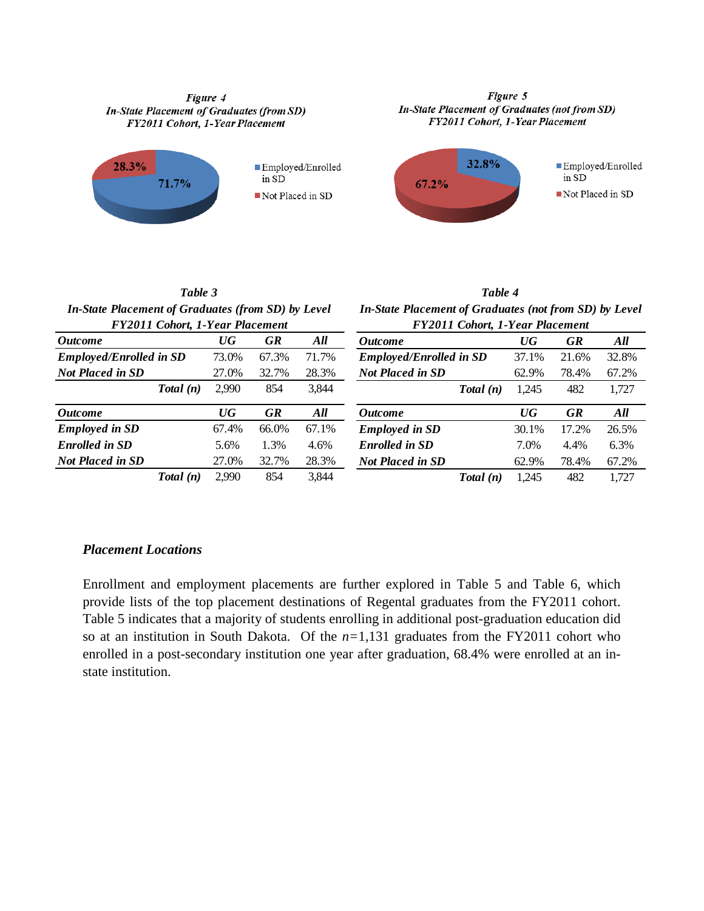*Figure 4*
*In-State Placement of Graduates (from SD)*
*FY2011 Cohort, 1-Year Placement*

- Employed/Enrolled in SD: 71.7%
- Not Placed in SD: 28.3%

*Figure 5*
*In-State Placement of Graduates (not from SD)*
*FY2011 Cohort, 1-Year Placement*

- Employed/Enrolled in SD: 32.8%
- Not Placed in SD: 67.2%

*Table 3*
*In-State Placement of Graduates (from SD) by Level*
*FY2011 Cohort, 1-Year Placement*

| ***Outcome*** | ***UG*** | ***GR*** | ***All*** |
|---|---|---|---|
| ***Employed/Enrolled in SD*** | 73.0% | 67.3% | 71.7% |
| ***Not Placed in SD*** | 27.0% | 32.7% | 28.3% |
| ***Total (n)*** | 2,990 | 854 | 3,844 |

| ***Outcome*** | ***UG*** | ***GR*** | ***All*** |
|---|---|---|---|
| ***Employed in SD*** | 67.4% | 66.0% | 67.1% |
| ***Enrolled in SD*** | 5.6% | 1.3% | 4.6% |
| ***Not Placed in SD*** | 27.0% | 32.7% | 28.3% |
| ***Total (n)*** | 2,990 | 854 | 3,844 |

*Table 4*
*In-State Placement of Graduates (not from SD) by Level*
*FY2011 Cohort, 1-Year Placement*

| ***Outcome*** | ***UG*** | ***GR*** | ***All*** |
|---|---|---|---|
| ***Employed/Enrolled in SD*** | 37.1% | 21.6% | 32.8% |
| ***Not Placed in SD*** | 62.9% | 78.4% | 67.2% |
| ***Total (n)*** | 1,245 | 482 | 1,727 |

| ***Outcome*** | ***UG*** | ***GR*** | ***All*** |
|---|---|---|---|
| ***Employed in SD*** | 30.1% | 17.2% | 26.5% |
| ***Enrolled in SD*** | 7.0% | 4.4% | 6.3% |
| ***Not Placed in SD*** | 62.9% | 78.4% | 67.2% |
| ***Total (n)*** | 1,245 | 482 | 1,727 |

### *Placement Locations*

Enrollment and employment placements are further explored in Table 5 and Table 6, which provide lists of the top placement destinations of Regental graduates from the FY2011 cohort. Table 5 indicates that a majority of students enrolling in additional post-graduation education did so at an institution in South Dakota. Of the $n$=1,131 graduates from the FY2011 cohort who enrolled in a post-secondary institution one year after graduation, 68.4% were enrolled at an in-state institution.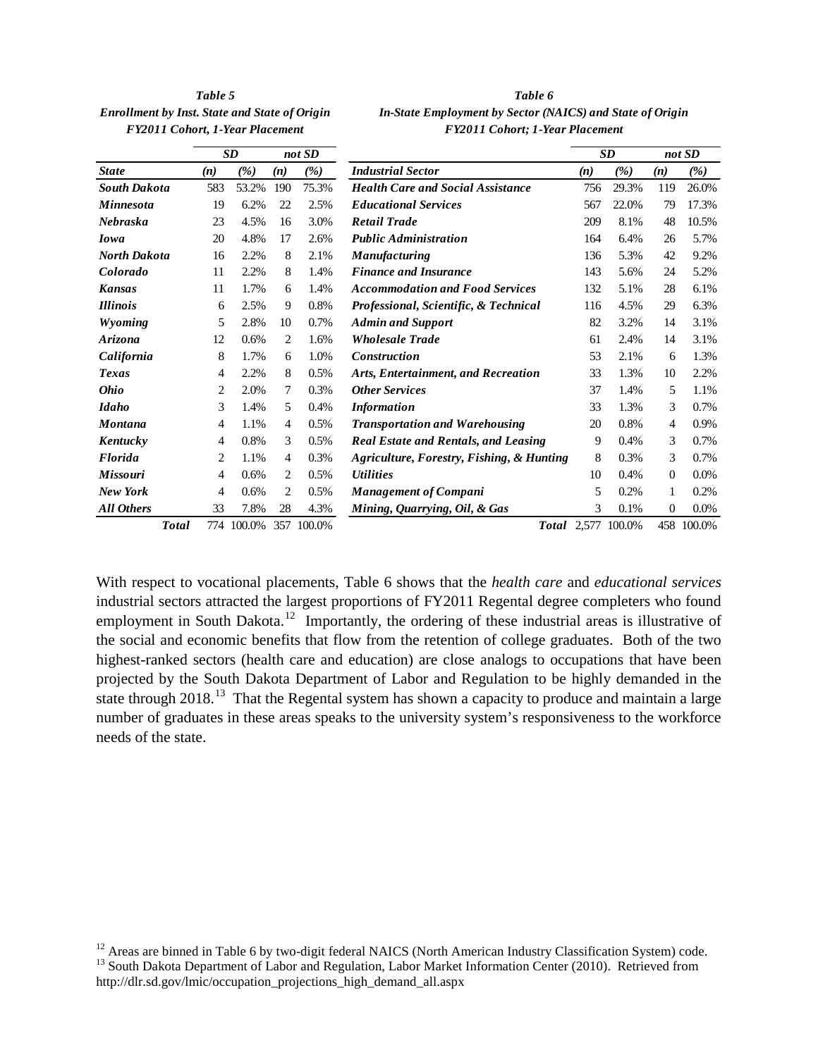***Table 5***
***Enrollment by Inst. State and State of Origin***
***FY2011 Cohort, 1-Year Placement***

| | *SD* | | *not SD* | |
|---|---|---|---|---|
| ***State*** | ***(n)*** | ***(%)*** | ***(n)*** | ***(%)*** |
| ***South Dakota*** | 583 | 53.2% | 190 | 75.3% |
| ***Minnesota*** | 19 | 6.2% | 22 | 2.5% |
| ***Nebraska*** | 23 | 4.5% | 16 | 3.0% |
| ***Iowa*** | 20 | 4.8% | 17 | 2.6% |
| ***North Dakota*** | 16 | 2.2% | 8 | 2.1% |
| ***Colorado*** | 11 | 2.2% | 8 | 1.4% |
| ***Kansas*** | 11 | 1.7% | 6 | 1.4% |
| ***Illinois*** | 6 | 2.5% | 9 | 0.8% |
| ***Wyoming*** | 5 | 2.8% | 10 | 0.7% |
| ***Arizona*** | 12 | 0.6% | 2 | 1.6% |
| ***California*** | 8 | 1.7% | 6 | 1.0% |
| ***Texas*** | 4 | 2.2% | 8 | 0.5% |
| ***Ohio*** | 2 | 2.0% | 7 | 0.3% |
| ***Idaho*** | 3 | 1.4% | 5 | 0.4% |
| ***Montana*** | 4 | 1.1% | 4 | 0.5% |
| ***Kentucky*** | 4 | 0.8% | 3 | 0.5% |
| ***Florida*** | 2 | 1.1% | 4 | 0.3% |
| ***Missouri*** | 4 | 0.6% | 2 | 0.5% |
| ***New York*** | 4 | 0.6% | 2 | 0.5% |
| ***All Others*** | 33 | 7.8% | 28 | 4.3% |
| ***Total*** | 774 | 100.0% | 357 | 100.0% |

***Table 6***
***In-State Employment by Sector (NAICS) and State of Origin***
***FY2011 Cohort; 1-Year Placement***

| | *SD* | | *not SD* | |
|---|---|---|---|---|
| ***Industrial Sector*** | ***(n)*** | ***(%)*** | ***(n)*** | ***(%)*** |
| ***Health Care and Social Assistance*** | 756 | 29.3% | 119 | 26.0% |
| ***Educational Services*** | 567 | 22.0% | 79 | 17.3% |
| ***Retail Trade*** | 209 | 8.1% | 48 | 10.5% |
| ***Public Administration*** | 164 | 6.4% | 26 | 5.7% |
| ***Manufacturing*** | 136 | 5.3% | 42 | 9.2% |
| ***Finance and Insurance*** | 143 | 5.6% | 24 | 5.2% |
| ***Accommodation and Food Services*** | 132 | 5.1% | 28 | 6.1% |
| ***Professional, Scientific, & Technical*** | 116 | 4.5% | 29 | 6.3% |
| ***Admin and Support*** | 82 | 3.2% | 14 | 3.1% |
| ***Wholesale Trade*** | 61 | 2.4% | 14 | 3.1% |
| ***Construction*** | 53 | 2.1% | 6 | 1.3% |
| ***Arts, Entertainment, and Recreation*** | 33 | 1.3% | 10 | 2.2% |
| ***Other Services*** | 37 | 1.4% | 5 | 1.1% |
| ***Information*** | 33 | 1.3% | 3 | 0.7% |
| ***Transportation and Warehousing*** | 20 | 0.8% | 4 | 0.9% |
| ***Real Estate and Rentals, and Leasing*** | 9 | 0.4% | 3 | 0.7% |
| ***Agriculture, Forestry, Fishing, & Hunting*** | 8 | 0.3% | 3 | 0.7% |
| ***Utilities*** | 10 | 0.4% | 0 | 0.0% |
| ***Management of Compani*** | 5 | 0.2% | 1 | 0.2% |
| ***Mining, Quarrying, Oil, & Gas*** | 3 | 0.1% | 0 | 0.0% |
| ***Total*** | 2,577 | 100.0% | 458 | 100.0% |

With respect to vocational placements, Table 6 shows that the *health care* and *educational services* industrial sectors attracted the largest proportions of FY2011 Regental degree completers who found employment in South Dakota.[12] Importantly, the ordering of these industrial areas is illustrative of the social and economic benefits that flow from the retention of college graduates. Both of the two highest-ranked sectors (health care and education) are close analogs to occupations that have been projected by the South Dakota Department of Labor and Regulation to be highly demanded in the state through 2018.[13] That the Regental system has shown a capacity to produce and maintain a large number of graduates in these areas speaks to the university system's responsiveness to the workforce needs of the state.

[12] Areas are binned in Table 6 by two-digit federal NAICS (North American Industry Classification System) code.
[13] South Dakota Department of Labor and Regulation, Labor Market Information Center (2010). Retrieved from http://dlr.sd.gov/lmic/occupation_projections_high_demand_all.aspx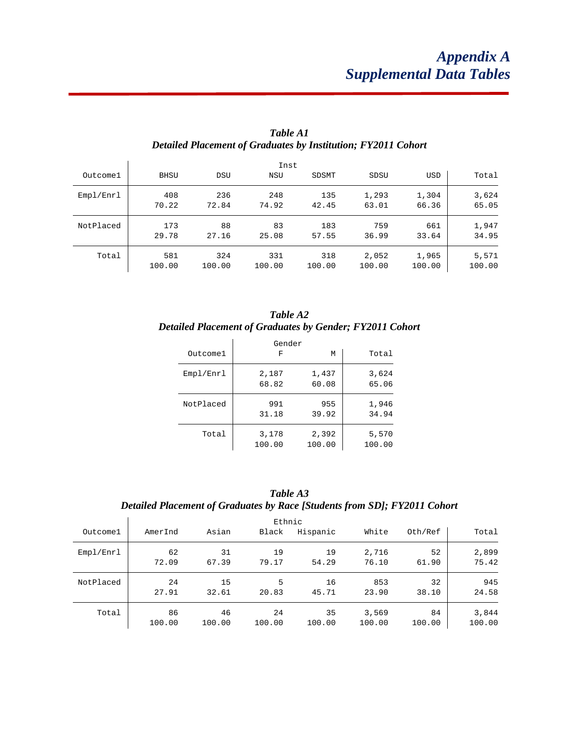# *Appendix A*
# *Supplemental Data Tables*

***Table A1***
***Detailed Placement of Graduates by Institution; FY2011 Cohort***

| | Inst | | | | | | |
|---|---|---|---|---|---|---|---|
| Outcome1 | BHSU | DSU | NSU | SDSMT | SDSU | USD | Total |
| Empl/Enrl | 408<br>70.22 | 236<br>72.84 | 248<br>74.92 | 135<br>42.45 | 1,293<br>63.01 | 1,304<br>66.36 | 3,624<br>65.05 |
| NotPlaced | 173<br>29.78 | 88<br>27.16 | 83<br>25.08 | 183<br>57.55 | 759<br>36.99 | 661<br>33.64 | 1,947<br>34.95 |
| Total | 581<br>100.00 | 324<br>100.00 | 331<br>100.00 | 318<br>100.00 | 2,052<br>100.00 | 1,965<br>100.00 | 5,571<br>100.00 |

***Table A2***
***Detailed Placement of Graduates by Gender; FY2011 Cohort***

| | Gender | | |
|---|---|---|---|
| Outcome1 | F | M | Total |
| Empl/Enrl | 2,187<br>68.82 | 1,437<br>60.08 | 3,624<br>65.06 |
| NotPlaced | 991<br>31.18 | 955<br>39.92 | 1,946<br>34.94 |
| Total | 3,178<br>100.00 | 2,392<br>100.00 | 5,570<br>100.00 |

***Table A3***
***Detailed Placement of Graduates by Race [Students from SD]; FY2011 Cohort***

| | Ethnic | | | | | | |
|---|---|---|---|---|---|---|---|
| Outcome1 | AmerInd | Asian | Black | Hispanic | White | Oth/Ref | Total |
| Empl/Enrl | 62<br>72.09 | 31<br>67.39 | 19<br>79.17 | 19<br>54.29 | 2,716<br>76.10 | 52<br>61.90 | 2,899<br>75.42 |
| NotPlaced | 24<br>27.91 | 15<br>32.61 | 5<br>20.83 | 16<br>45.71 | 853<br>23.90 | 32<br>38.10 | 945<br>24.58 |
| Total | 86<br>100.00 | 46<br>100.00 | 24<br>100.00 | 35<br>100.00 | 3,569<br>100.00 | 84<br>100.00 | 3,844<br>100.00 |